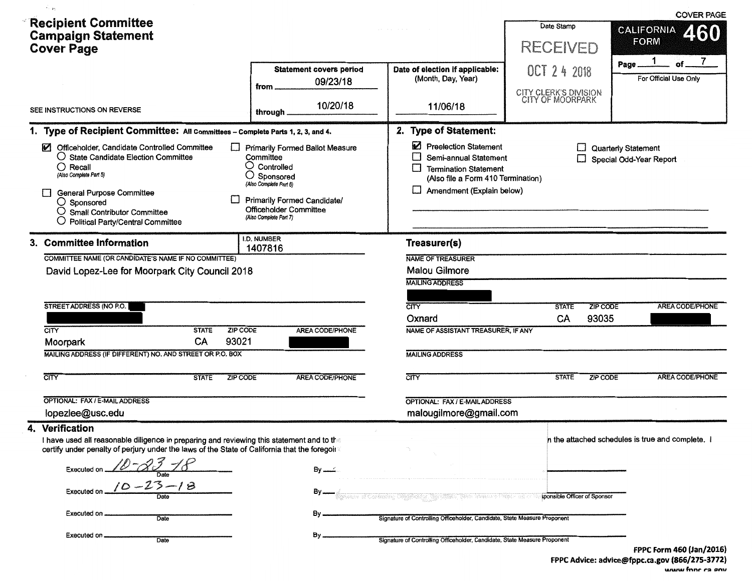COVER PAGE

# Recipient Committee Campaign Statement Cover Page

SEE INSTRUCTIONS ON REVERSE

| Statement covers period | Date of election if applicable: (Month, Day, Year) | Date Stamp | CALIFORNIA FORM 460 |
|---|---|---|---|
| from 09/23/18 | | RECEIVED | Page 1 of 7 |
| through 10/20/18 | 11/06/18 | OCT 24 2018 | For Official Use Only |
| | | CITY CLERK'S DIVISION CITY OF MOORPARK | |

## 1. Type of Recipient Committee: All Committees – Complete Parts 1, 2, 3, and 4.

- ☑ Officeholder, Candidate Controlled Committee
  - ○ State Candidate Election Committee
  - ○ Recall *(Also Complete Part 5)*
- ☐ General Purpose Committee
  - ○ Sponsored
  - ○ Small Contributor Committee
  - ○ Political Party/Central Committee
- ☐ Primarily Formed Ballot Measure Committee
  - ○ Controlled
  - ○ Sponsored *(Also Complete Part 6)*
- ☐ Primarily Formed Candidate/ Officeholder Committee *(Also Complete Part 7)*

## 2. Type of Statement:

- ☑ Preelection Statement
- ☐ Semi-annual Statement
- ☐ Termination Statement (Also file a Form 410 Termination)
- ☐ Amendment (Explain below)
- ☐ Quarterly Statement
- ☐ Special Odd-Year Report

## 3. Committee Information

I.D. NUMBER: 1407816

COMMITTEE NAME (OR CANDIDATE'S NAME IF NO COMMITTEE): David Lopez-Lee for Moorpark City Council 2018

STREET ADDRESS (NO P.O. [redacted]): [redacted]

| CITY | STATE | ZIP CODE | AREA CODE/PHONE |
|---|---|---|---|
| Moorpark | CA | 93021 | [redacted] |

MAILING ADDRESS (IF DIFFERENT) NO. AND STREET OR P.O. BOX:

| CITY | STATE | ZIP CODE | AREA CODE/PHONE |
|---|---|---|---|
| | | | |

OPTIONAL: FAX / E-MAIL ADDRESS: lopezlee@usc.edu

### Treasurer(s)

NAME OF TREASURER: Malou Gilmore

MAILING ADDRESS: [redacted]

| CITY | STATE | ZIP CODE | AREA CODE/PHONE |
|---|---|---|---|
| Oxnard | CA | 93035 | [redacted] |

NAME OF ASSISTANT TREASURER, IF ANY:

MAILING ADDRESS:

| CITY | STATE | ZIP CODE | AREA CODE/PHONE |
|---|---|---|---|
| | | | |

OPTIONAL: FAX / E-MAIL ADDRESS: malougilmore@gmail.com

## 4. Verification

I have used all reasonable diligence in preparing and reviewing this statement and to th[...] n the attached schedules is true and complete. I certify under penalty of perjury under the laws of the State of California that the foregoi[...]

Executed on 10-23-18 (Date) By ______

Executed on 10-23-18 (Date) By ______ [...]sponsible Officer of Sponsor

Executed on ______ (Date) By ______ Signature of Controlling Officeholder, Candidate, State Measure Proponent

Executed on ______ (Date) By ______ Signature of Controlling Officeholder, Candidate, State Measure Proponent

FPPC Form 460 (Jan/2016)
FPPC Advice: advice@fppc.ca.gov (866/275-3772)
www.fppc.ca.gov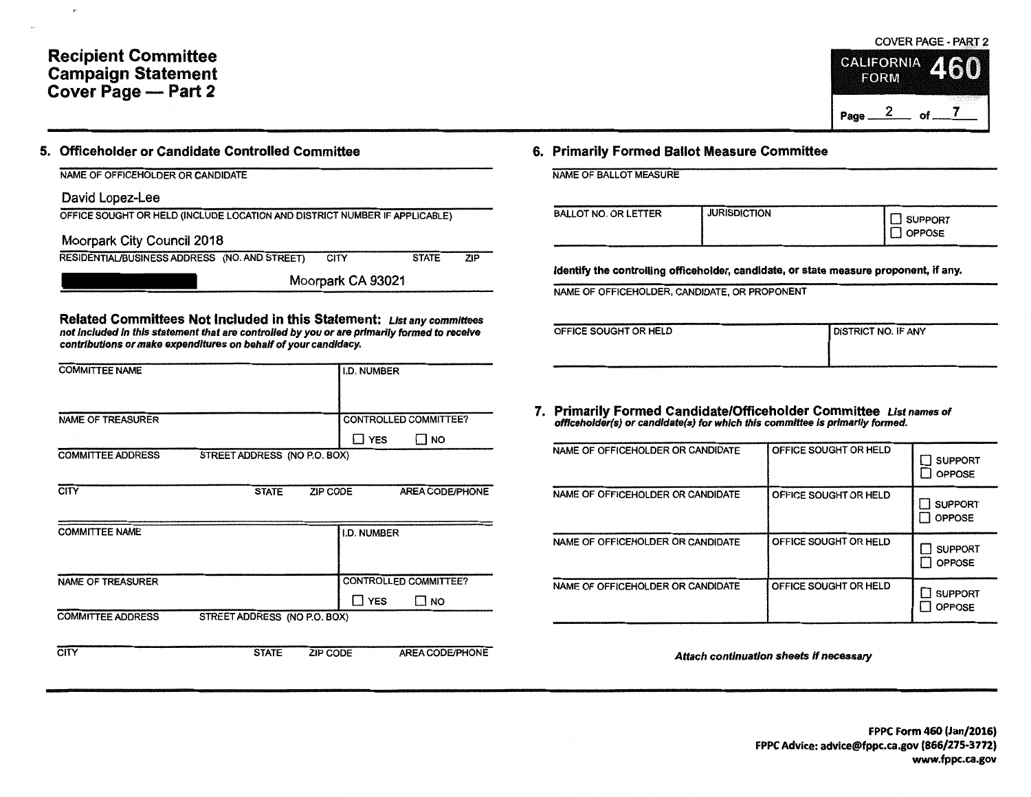# Recipient Committee Campaign Statement Cover Page — Part 2

COVER PAGE - PART 2

CALIFORNIA FORM **460**

Page 2 of 7

## 5. Officeholder or Candidate Controlled Committee

| NAME OF OFFICEHOLDER OR CANDIDATE | | | |
|---|---|---|---|
| David Lopez-Lee | | | |
| **OFFICE SOUGHT OR HELD (INCLUDE LOCATION AND DISTRICT NUMBER IF APPLICABLE)** | | | |
| Moorpark City Council 2018 | | | |
| **RESIDENTIAL/BUSINESS ADDRESS (NO. AND STREET)** | **CITY** | **STATE** | **ZIP** |
| [REDACTED] | Moorpark | CA | 93021 |

### Related Committees Not Included in this Statement:

*List any committees not included in this statement that are controlled by you or are primarily formed to receive contributions or make expenditures on behalf of your candidacy.*

| COMMITTEE NAME | | | I.D. NUMBER |
|---|---|---|---|
| | | | |
| NAME OF TREASURER | | | CONTROLLED COMMITTEE? ☐ YES ☐ NO |
| COMMITTEE ADDRESS | STREET ADDRESS (NO P.O. BOX) | | |
| CITY | STATE | ZIP CODE | AREA CODE/PHONE |

| COMMITTEE NAME | | | I.D. NUMBER |
|---|---|---|---|
| | | | |
| NAME OF TREASURER | | | CONTROLLED COMMITTEE? ☐ YES ☐ NO |
| COMMITTEE ADDRESS | STREET ADDRESS (NO P.O. BOX) | | |
| CITY | STATE | ZIP CODE | AREA CODE/PHONE |

## 6. Primarily Formed Ballot Measure Committee

NAME OF BALLOT MEASURE

| BALLOT NO. OR LETTER | JURISDICTION | ☐ SUPPORT ☐ OPPOSE |
|---|---|---|
| | | |

**Identify the controlling officeholder, candidate, or state measure proponent, if any.**

NAME OF OFFICEHOLDER, CANDIDATE, OR PROPONENT

| OFFICE SOUGHT OR HELD | DISTRICT NO. IF ANY |
|---|---|
| | |

## 7. Primarily Formed Candidate/Officeholder Committee

*List names of officeholder(s) or candidate(s) for which this committee is primarily formed.*

| NAME OF OFFICEHOLDER OR CANDIDATE | OFFICE SOUGHT OR HELD | ☐ SUPPORT ☐ OPPOSE |
|---|---|---|
| NAME OF OFFICEHOLDER OR CANDIDATE | OFFICE SOUGHT OR HELD | ☐ SUPPORT ☐ OPPOSE |
| NAME OF OFFICEHOLDER OR CANDIDATE | OFFICE SOUGHT OR HELD | ☐ SUPPORT ☐ OPPOSE |
| NAME OF OFFICEHOLDER OR CANDIDATE | OFFICE SOUGHT OR HELD | ☐ SUPPORT ☐ OPPOSE |

*Attach continuation sheets if necessary*

**FPPC Form 460 (Jan/2016)**
**FPPC Advice: advice@fppc.ca.gov (866/275-3772)**
**www.fppc.ca.gov**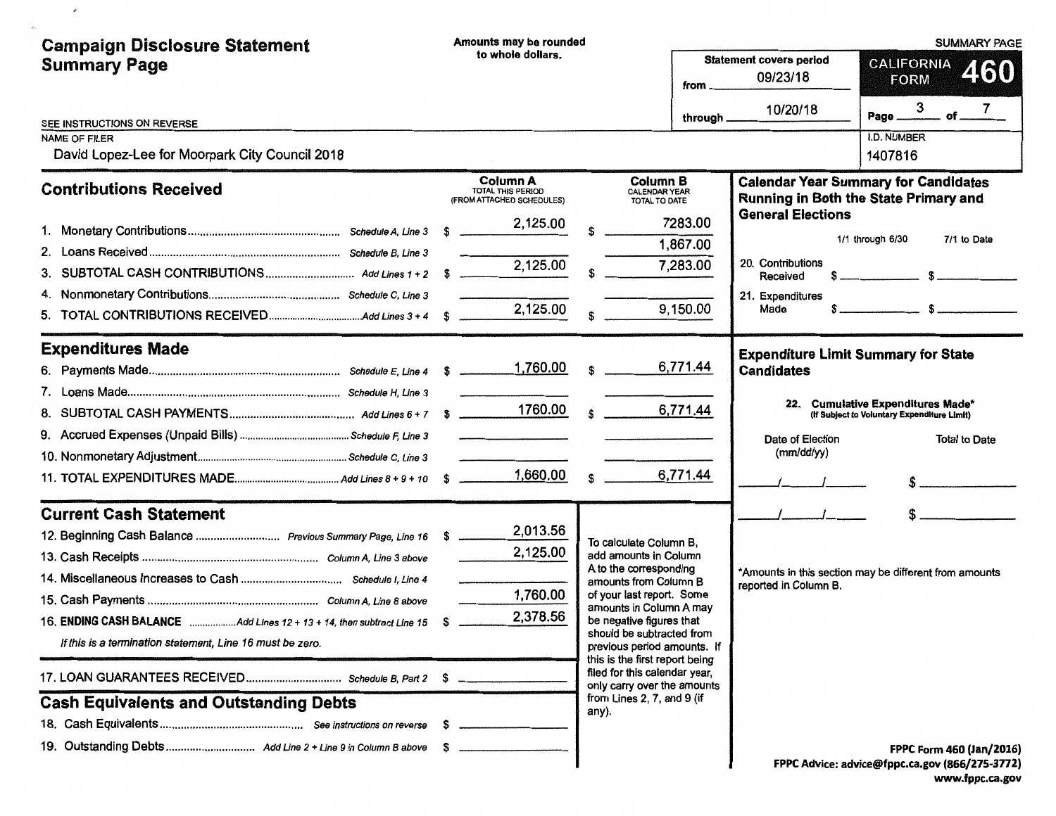# Campaign Disclosure Statement Summary Page

Amounts may be rounded to whole dollars.

SUMMARY PAGE

**CALIFORNIA FORM 460**

Statement covers period from 09/23/18 through 10/20/18

SEE INSTRUCTIONS ON REVERSE

NAME OF FILER: David Lopez-Lee for Moorpark City Council 2018

I.D. NUMBER: 1407816

## Contributions Received

| | | Column A TOTAL THIS PERIOD (FROM ATTACHED SCHEDULES) | Column B CALENDAR YEAR TOTAL TO DATE |
|---|---|---|---|
| 1. Monetary Contributions | Schedule A, Line 3 | $ 2,125.00 | $ 7283.00 |
| 2. Loans Received | Schedule B, Line 3 | | 1,867.00 |
| 3. SUBTOTAL CASH CONTRIBUTIONS | Add Lines 1 + 2 | $ 2,125.00 | $ 7,283.00 |
| 4. Nonmonetary Contributions | Schedule C, Line 3 | | |
| 5. TOTAL CONTRIBUTIONS RECEIVED | Add Lines 3 + 4 | $ 2,125.00 | $ 9,150.00 |

## Expenditures Made

| | | Column A | Column B |
|---|---|---|---|
| 6. Payments Made | Schedule E, Line 4 | $ 1,760.00 | $ 6,771.44 |
| 7. Loans Made | Schedule H, Line 3 | | |
| 8. SUBTOTAL CASH PAYMENTS | Add Lines 6 + 7 | $ 1760.00 | $ 6,771.44 |
| 9. Accrued Expenses (Unpaid Bills) | Schedule F, Line 3 | | |
| 10. Nonmonetary Adjustment | Schedule C, Line 3 | | |
| 11. TOTAL EXPENDITURES MADE | Add Lines 8 + 9 + 10 | $ 1,660.00 | $ 6,771.44 |

## Current Cash Statement

| | | |
|---|---|---|
| 12. Beginning Cash Balance | Previous Summary Page, Line 16 | $ 2,013.56 |
| 13. Cash Receipts | Column A, Line 3 above | 2,125.00 |
| 14. Miscellaneous Increases to Cash | Schedule I, Line 4 | |
| 15. Cash Payments | Column A, Line 8 above | 1,760.00 |
| 16. **ENDING CASH BALANCE** | Add Lines 12 + 13 + 14, then subtract Line 15 | $ 2,378.56 |

*If this is a termination statement, Line 16 must be zero.*

| | | |
|---|---|---|
| 17. LOAN GUARANTEES RECEIVED | Schedule B, Part 2 | $ |

To calculate Column B, add amounts in Column A to the corresponding amounts from Column B of your last report. Some amounts in Column A may be negative figures that should be subtracted from previous period amounts. If this is the first report being filed for this calendar year, only carry over the amounts from Lines 2, 7, and 9 (if any).

## Cash Equivalents and Outstanding Debts

| | | |
|---|---|---|
| 18. Cash Equivalents | See instructions on reverse | $ |
| 19. Outstanding Debts | Add Line 2 + Line 9 in Column B above | $ |

## Calendar Year Summary for Candidates Running in Both the State Primary and General Elections

| | 1/1 through 6/30 | 7/1 to Date |
|---|---|---|
| 20. Contributions Received | $ | $ |
| 21. Expenditures Made | $ | $ |

## Expenditure Limit Summary for State Candidates

**22. Cumulative Expenditures Made*** (If Subject to Voluntary Expenditure Limit)

| Date of Election (mm/dd/yy) | Total to Date |
|---|---|
| / / | $ |
| / / | $ |

*Amounts in this section may be different from amounts reported in Column B.

FPPC Form 460 (Jan/2016)
FPPC Advice: advice@fppc.ca.gov (866/275-3772)
www.fppc.ca.gov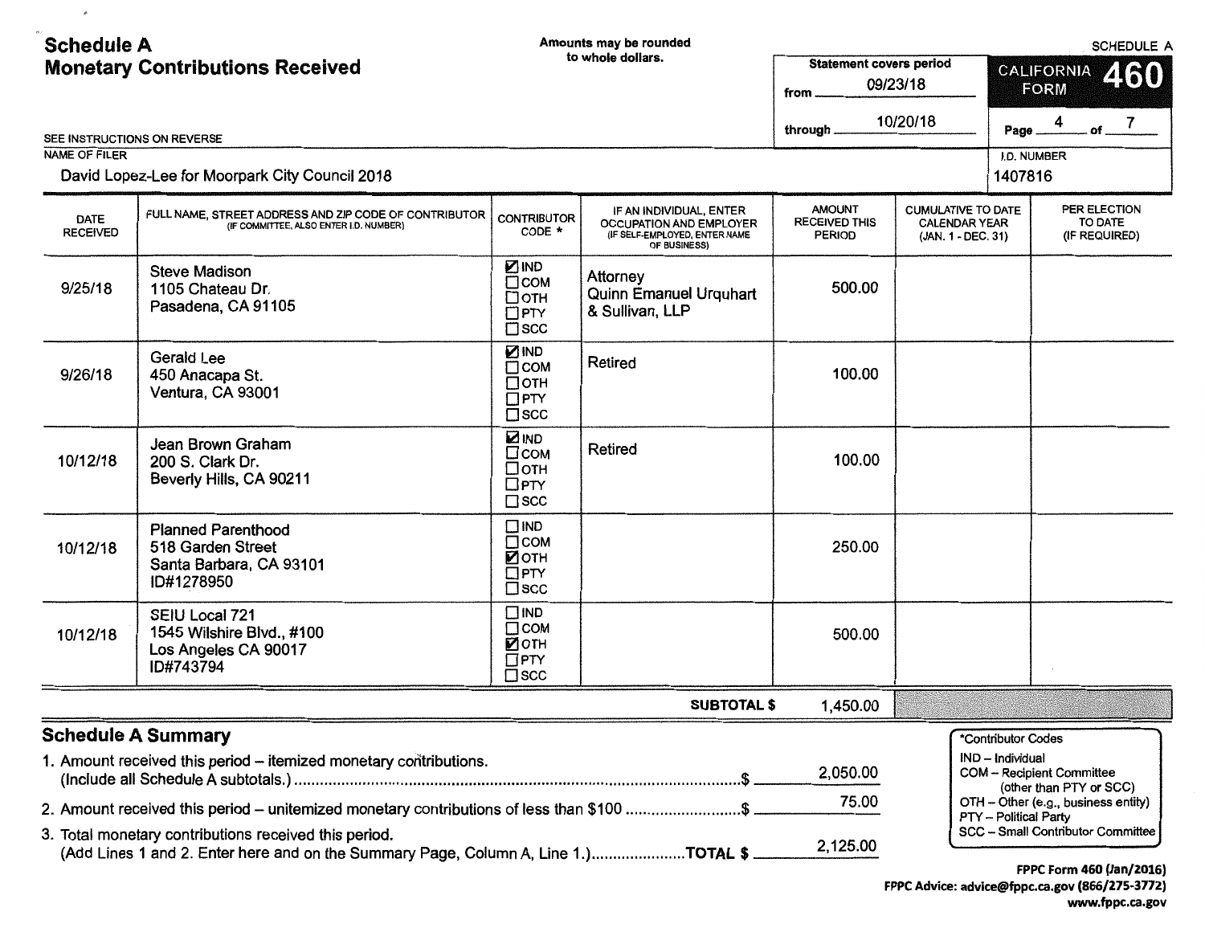# Schedule A
## Monetary Contributions Received

Amounts may be rounded to whole dollars.

SCHEDULE A

**CALIFORNIA FORM 460**

Statement covers period from 09/23/18 through 10/20/18

Page 4 of 7

SEE INSTRUCTIONS ON REVERSE

NAME OF FILER: David Lopez-Lee for Moorpark City Council 2018

I.D. NUMBER: 1407816

| DATE RECEIVED | FULL NAME, STREET ADDRESS AND ZIP CODE OF CONTRIBUTOR (IF COMMITTEE, ALSO ENTER I.D. NUMBER) | CONTRIBUTOR CODE * | IF AN INDIVIDUAL, ENTER OCCUPATION AND EMPLOYER (IF SELF-EMPLOYED, ENTER NAME OF BUSINESS) | AMOUNT RECEIVED THIS PERIOD | CUMULATIVE TO DATE CALENDAR YEAR (JAN. 1 - DEC. 31) | PER ELECTION TO DATE (IF REQUIRED) |
|---|---|---|---|---|---|---|
| 9/25/18 | Steve Madison<br>1105 Chateau Dr.<br>Pasadena, CA 91105 | ☑ IND<br>☐ COM<br>☐ OTH<br>☐ PTY<br>☐ SCC | Attorney<br>Quinn Emanuel Urquhart & Sullivan, LLP | 500.00 | | |
| 9/26/18 | Gerald Lee<br>450 Anacapa St.<br>Ventura, CA 93001 | ☑ IND<br>☐ COM<br>☐ OTH<br>☐ PTY<br>☐ SCC | Retired | 100.00 | | |
| 10/12/18 | Jean Brown Graham<br>200 S. Clark Dr.<br>Beverly Hills, CA 90211 | ☑ IND<br>☐ COM<br>☐ OTH<br>☐ PTY<br>☐ SCC | Retired | 100.00 | | |
| 10/12/18 | Planned Parenthood<br>518 Garden Street<br>Santa Barbara, CA 93101<br>ID#1278950 | ☐ IND<br>☐ COM<br>☑ OTH<br>☐ PTY<br>☐ SCC | | 250.00 | | |
| 10/12/18 | SEIU Local 721<br>1545 Wilshire Blvd., #100<br>Los Angeles CA 90017<br>ID#743794 | ☐ IND<br>☐ COM<br>☑ OTH<br>☐ PTY<br>☐ SCC | | 500.00 | | |
| | | | **SUBTOTAL $** | 1,450.00 | | |

## Schedule A Summary

1. Amount received this period – itemized monetary contributions. (Include all Schedule A subtotals.) ........ $ 2,050.00
2. Amount received this period – unitemized monetary contributions of less than $100 ........ $ 75.00
3. Total monetary contributions received this period. (Add Lines 1 and 2. Enter here and on the Summary Page, Column A, Line 1.) ........ **TOTAL $** 2,125.00

*Contributor Codes
- IND – Individual
- COM – Recipient Committee (other than PTY or SCC)
- OTH – Other (e.g., business entity)
- PTY – Political Party
- SCC – Small Contributor Committee

**FPPC Form 460 (Jan/2016)**
**FPPC Advice: advice@fppc.ca.gov (866/275-3772)**
**www.fppc.ca.gov**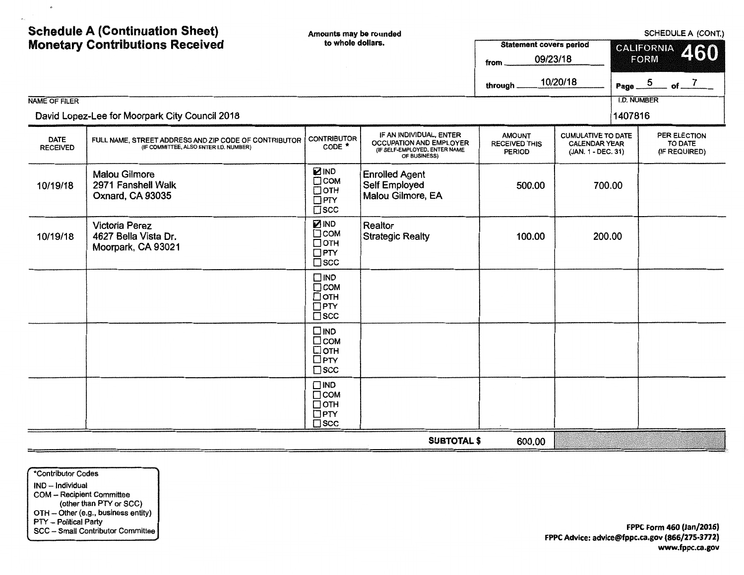# Schedule A (Continuation Sheet)
# Monetary Contributions Received

Amounts may be rounded to whole dollars.

SCHEDULE A (CONT.)

**CALIFORNIA FORM 460**

Statement covers period
from 09/23/18
through 10/20/18

NAME OF FILER: David Lopez-Lee for Moorpark City Council 2018

I.D. NUMBER: 1407816

| DATE RECEIVED | FULL NAME, STREET ADDRESS AND ZIP CODE OF CONTRIBUTOR (IF COMMITTEE, ALSO ENTER I.D. NUMBER) | CONTRIBUTOR CODE * | IF AN INDIVIDUAL, ENTER OCCUPATION AND EMPLOYER (IF SELF-EMPLOYED, ENTER NAME OF BUSINESS) | AMOUNT RECEIVED THIS PERIOD | CUMULATIVE TO DATE CALENDAR YEAR (JAN. 1 - DEC. 31) | PER ELECTION TO DATE (IF REQUIRED) |
|---|---|---|---|---|---|---|
| 10/19/18 | Malou Gilmore<br>2971 Fanshell Walk<br>Oxnard, CA 93035 | ☑ IND ☐ COM ☐ OTH ☐ PTY ☐ SCC | Enrolled Agent<br>Self Employed<br>Malou Gilmore, EA | 500.00 | 700.00 | |
| 10/19/18 | Victoria Perez<br>4627 Bella Vista Dr.<br>Moorpark, CA 93021 | ☑ IND ☐ COM ☐ OTH ☐ PTY ☐ SCC | Realtor<br>Strategic Realty | 100.00 | 200.00 | |
| | | ☐ IND ☐ COM ☐ OTH ☐ PTY ☐ SCC | | | | |
| | | ☐ IND ☐ COM ☐ OTH ☐ PTY ☐ SCC | | | | |
| | | ☐ IND ☐ COM ☐ OTH ☐ PTY ☐ SCC | | | | |
| | | | **SUBTOTAL $** | 600.00 | | |

*Contributor Codes
IND – Individual
COM – Recipient Committee (other than PTY or SCC)
OTH – Other (e.g., business entity)
PTY – Political Party
SCC – Small Contributor Committee

FPPC Form 460 (Jan/2016)
FPPC Advice: advice@fppc.ca.gov (866/275-3772)
www.fppc.ca.gov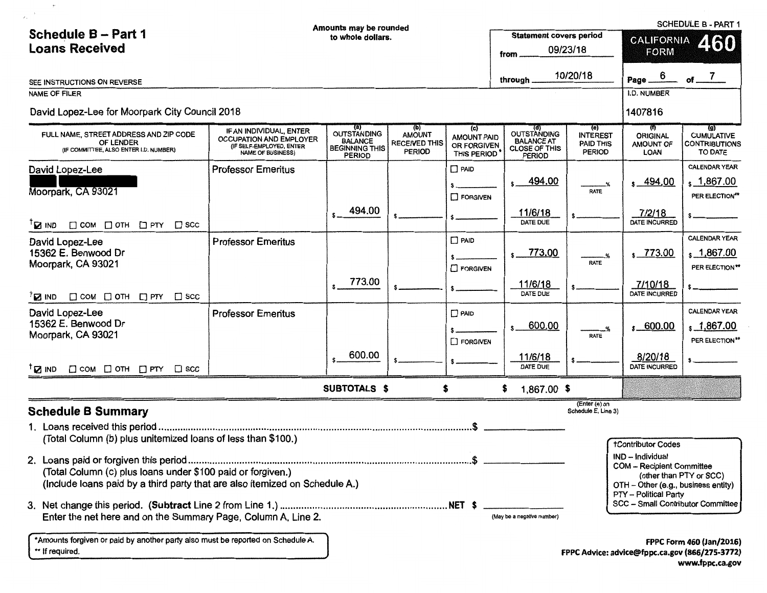# Schedule B – Part 1
## Loans Received

Amounts may be rounded to whole dollars.

SCHEDULE B - PART 1

**CALIFORNIA FORM 460**

Statement covers period from 09/23/18 through 10/20/18

SEE INSTRUCTIONS ON REVERSE

NAME OF FILER: David Lopez-Lee for Moorpark City Council 2018

I.D. NUMBER: 1407816

| FULL NAME, STREET ADDRESS AND ZIP CODE OF LENDER (IF COMMITTEE, ALSO ENTER I.D. NUMBER) | IF AN INDIVIDUAL, ENTER OCCUPATION AND EMPLOYER (IF SELF-EMPLOYED, ENTER NAME OF BUSINESS) | (a) OUTSTANDING BALANCE BEGINNING THIS PERIOD | (b) AMOUNT RECEIVED THIS PERIOD | (c) AMOUNT PAID OR FORGIVEN THIS PERIOD* | (d) OUTSTANDING BALANCE AT CLOSE OF THIS PERIOD | (e) INTEREST PAID THIS PERIOD | (f) ORIGINAL AMOUNT OF LOAN | (g) CUMULATIVE CONTRIBUTIONS TO DATE |
|---|---|---|---|---|---|---|---|---|
| David Lopez-Lee<br>█████ ██████<br>Moorpark, CA 93021<br>†☑ IND ☐ COM ☐ OTH ☐ PTY ☐ SCC | Professor Emeritus | $ 494.00 | $ | ☐ PAID<br>$<br>☐ FORGIVEN<br>$ | $ 494.00<br>11/6/18<br>DATE DUE | ___%<br>RATE<br>$ | $ 494.00<br>7/2/18<br>DATE INCURRED | CALENDAR YEAR<br>$ 1,867.00<br>PER ELECTION**<br>$ |
| David Lopez-Lee<br>15362 E. Benwood Dr<br>Moorpark, CA 93021<br>†☑ IND ☐ COM ☐ OTH ☐ PTY ☐ SCC | Professor Emeritus | $ 773.00 | $ | ☐ PAID<br>$<br>☐ FORGIVEN<br>$ | $ 773.00<br>11/6/18<br>DATE DUE | ___%<br>RATE<br>$ | $ 773.00<br>7/10/18<br>DATE INCURRED | CALENDAR YEAR<br>$ 1,867.00<br>PER ELECTION**<br>$ |
| David Lopez-Lee<br>15362 E. Benwood Dr<br>Moorpark, CA 93021<br>†☑ IND ☐ COM ☐ OTH ☐ PTY ☐ SCC | Professor Emeritus | $ 600.00 | $ | ☐ PAID<br>$<br>☐ FORGIVEN<br>$ | $ 600.00<br>11/6/18<br>DATE DUE | ___%<br>RATE<br>$ | $ 600.00<br>8/20/18<br>DATE INCURRED | CALENDAR YEAR<br>$ 1,867.00<br>PER ELECTION**<br>$ |
| | SUBTOTALS $ | | $ | $ | 1,867.00 $ | | | |

(Enter (e) on Schedule E, Line 3)

## Schedule B Summary

1. Loans received this period ........................................................ $ ________
   (Total Column (b) plus unitemized loans of less than $100.)

2. Loans paid or forgiven this period ........................................................ $ ________
   (Total Column (c) plus loans under $100 paid or forgiven.)
   (Include loans paid by a third party that are also itemized on Schedule A.)

3. Net change this period. (**Subtract** Line 2 from Line 1.) ........................................ NET $ ________
   Enter the net here and on the Summary Page, Column A, Line 2. (May be a negative number)

†Contributor Codes
- IND – Individual
- COM – Recipient Committee (other than PTY or SCC)
- OTH – Other (e.g., business entity)
- PTY – Political Party
- SCC – Small Contributor Committee

*Amounts forgiven or paid by another party also must be reported on Schedule A.
** If required.

FPPC Form 460 (Jan/2016)
FPPC Advice: advice@fppc.ca.gov (866/275-3772)
www.fppc.ca.gov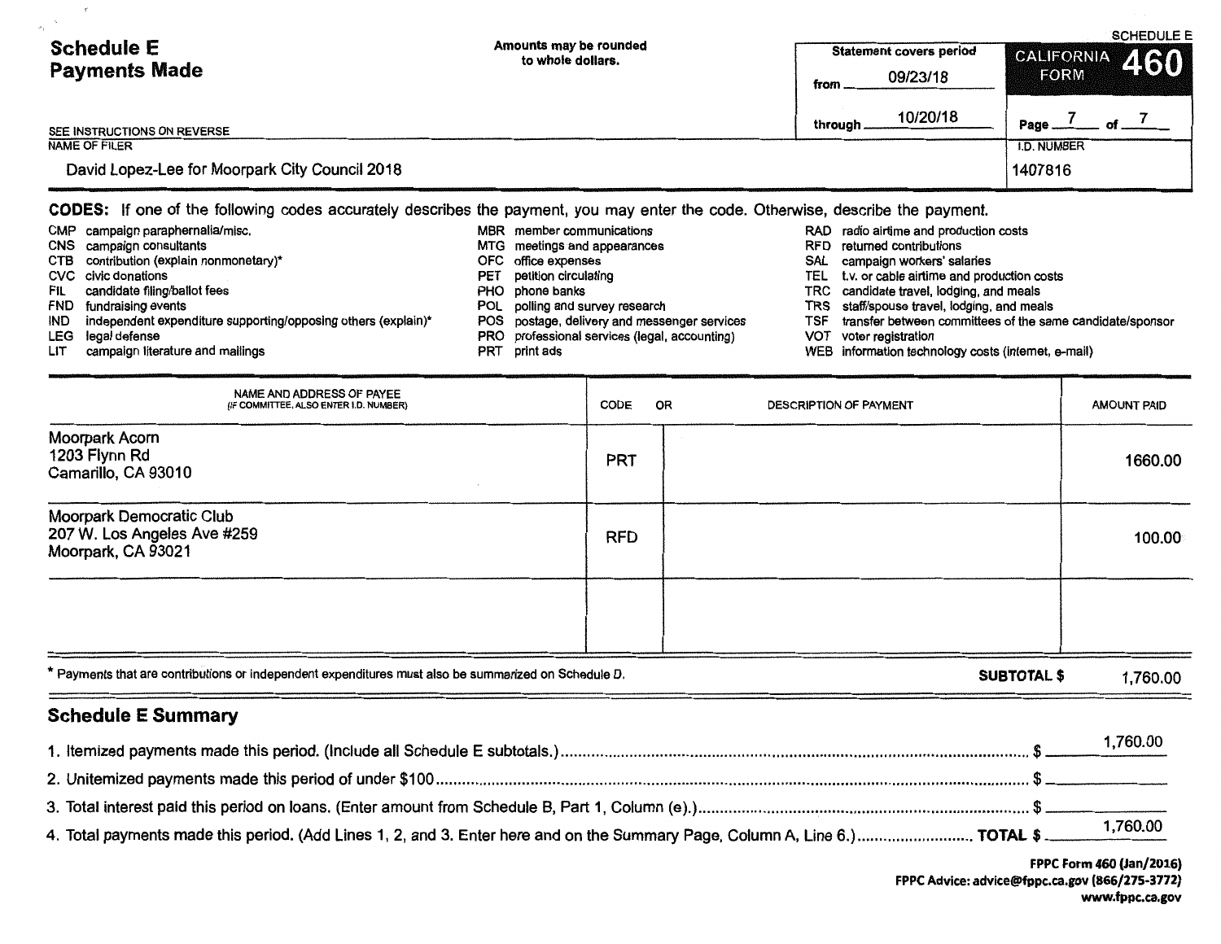# Schedule E
# Payments Made

Amounts may be rounded to whole dollars.

SEE INSTRUCTIONS ON REVERSE

| Statement covers period | |
|---|---|
| from | 09/23/18 |
| through | 10/20/18 |

SCHEDULE E

CALIFORNIA FORM 460

Page 7 of 7

NAME OF FILER: David Lopez-Lee for Moorpark City Council 2018

I.D. NUMBER: 1407816

**CODES:** If one of the following codes accurately describes the payment, you may enter the code. Otherwise, describe the payment.

- CMP campaign paraphernalia/misc.
- CNS campaign consultants
- CTB contribution (explain nonmonetary)*
- CVC civic donations
- FIL candidate filing/ballot fees
- FND fundraising events
- IND independent expenditure supporting/opposing others (explain)*
- LEG legal defense
- LIT campaign literature and mailings
- MBR member communications
- MTG meetings and appearances
- OFC office expenses
- PET petition circulating
- PHO phone banks
- POL polling and survey research
- POS postage, delivery and messenger services
- PRO professional services (legal, accounting)
- PRT print ads
- RAD radio airtime and production costs
- RFD returned contributions
- SAL campaign workers' salaries
- TEL t.v. or cable airtime and production costs
- TRC candidate travel, lodging, and meals
- TRS staff/spouse travel, lodging, and meals
- TSF transfer between committees of the same candidate/sponsor
- VOT voter registration
- WEB information technology costs (internet, e-mail)

| NAME AND ADDRESS OF PAYEE (IF COMMITTEE, ALSO ENTER I.D. NUMBER) | CODE | OR DESCRIPTION OF PAYMENT | AMOUNT PAID |
|---|---|---|---|
| Moorpark Acorn<br>1203 Flynn Rd<br>Camarillo, CA 93010 | PRT | | 1660.00 |
| Moorpark Democratic Club<br>207 W. Los Angeles Ave #259<br>Moorpark, CA 93021 | RFD | | 100.00 |
| | | | |

\* Payments that are contributions or independent expenditures must also be summarized on Schedule D.

**SUBTOTAL $** 1,760.00

## Schedule E Summary

1. Itemized payments made this period. (Include all Schedule E subtotals.) $ 1,760.00
2. Unitemized payments made this period of under $100 $ ______
3. Total interest paid this period on loans. (Enter amount from Schedule B, Part 1, Column (e).) $ ______
4. Total payments made this period. (Add Lines 1, 2, and 3. Enter here and on the Summary Page, Column A, Line 6.) **TOTAL $** 1,760.00

FPPC Form 460 (Jan/2016)
FPPC Advice: advice@fppc.ca.gov (866/275-3772)
www.fppc.ca.gov